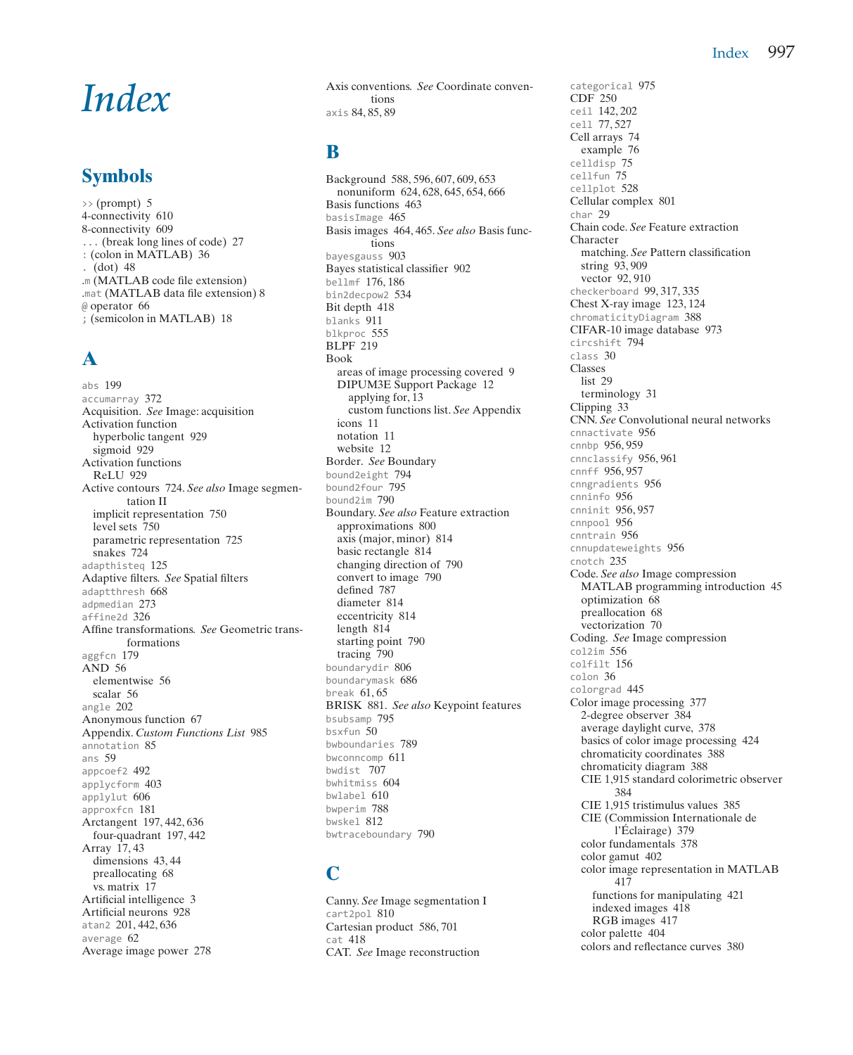# Index

## Symbols

>> (prompt) 5
4-connectivity 610
8-connectivity 609
... (break long lines of code) 27
: (colon in MATLAB) 36
. (dot) 48
.m (MATLAB code file extension)
.mat (MATLAB data file extension) 8
@ operator 66
; (semicolon in MATLAB) 18

## A

abs 199
accumarray 372
Acquisition. *See* Image: acquisition
Activation function
  hyperbolic tangent 929
  sigmoid 929
Activation functions
  ReLU 929
Active contours 724. *See also* Image segmentation II
  implicit representation 750
  level sets 750
  parametric representation 725
  snakes 724
adapthisteq 125
Adaptive filters. *See* Spatial filters
adaptthresh 668
adpmedian 273
affine2d 326
Affine transformations. *See* Geometric transformations
aggfcn 179
AND 56
  elementwise 56
  scalar 56
angle 202
Anonymous function 67
Appendix. *Custom Functions List* 985
annotation 85
ans 59
appcoef2 492
applycform 403
applylut 606
approxfcn 181
Arctangent 197, 442, 636
  four-quadrant 197, 442
Array 17, 43
  dimensions 43, 44
  preallocating 68
  vs. matrix 17
Artificial intelligence 3
Artificial neurons 928
atan2 201, 442, 636
average 62
Average image power 278
Axis conventions. *See* Coordinate conventions
axis 84, 85, 89

## B

Background 588, 596, 607, 609, 653
  nonuniform 624, 628, 645, 654, 666
Basis functions 463
basisImage 465
Basis images 464, 465. *See also* Basis functions
bayesgauss 903
Bayes statistical classifier 902
bellmf 176, 186
bin2decpow2 534
Bit depth 418
blanks 911
blkproc 555
BLPF 219
Book
  areas of image processing covered 9
  DIPUM3E Support Package 12
    applying for, 13
    custom functions list. *See* Appendix
  icons 11
  notation 11
  website 12
Border. *See* Boundary
bound2eight 794
bound2four 795
bound2im 790
Boundary. *See also* Feature extraction
  approximations 800
  axis (major, minor) 814
  basic rectangle 814
  changing direction of 790
  convert to image 790
  defined 787
  diameter 814
  eccentricity 814
  length 814
  starting point 790
  tracing 790
boundarydir 806
boundarymask 686
break 61, 65
BRISK 881. *See also* Keypoint features
bsubsamp 795
bsxfun 50
bwboundaries 789
bwconncomp 611
bwdist 707
bwhitmiss 604
bwlabel 610
bwperim 788
bwskel 812
bwtraceboundary 790

## C

Canny. *See* Image segmentation I
cart2pol 810
Cartesian product 586, 701
cat 418
CAT. *See* Image reconstruction
categorical 975
CDF 250
ceil 142, 202
cell 77, 527
Cell arrays 74
  example 76
celldisp 75
cellfun 75
cellplot 528
Cellular complex 801
char 29
Chain code. *See* Feature extraction
Character
  matching. *See* Pattern classification
  string 93, 909
  vector 92, 910
checkerboard 99, 317, 335
Chest X-ray image 123, 124
chromaticityDiagram 388
CIFAR-10 image database 973
circshift 794
class 30
Classes
  list 29
  terminology 31
Clipping 33
CNN. *See* Convolutional neural networks
cnnactivate 956
cnnbp 956, 959
cnnclassify 956, 961
cnnff 956, 957
cnngradients 956
cnninfo 956
cnninit 956, 957
cnnpool 956
cnntrain 956
cnnupdateweights 956
cnotch 235
Code. *See also* Image compression
  MATLAB programming introduction 45
  optimization 68
  preallocation 68
  vectorization 70
Coding. *See* Image compression
col2im 556
colfilt 156
colon 36
colorgrad 445
Color image processing 377
  2-degree observer 384
  average daylight curve, 378
  basics of color image processing 424
  chromaticity coordinates 388
  chromaticity diagram 388
  CIE 1,915 standard colorimetric observer 384
  CIE 1,915 tristimulus values 385
  CIE (Commission Internationale de l'Éclairage) 379
  color fundamentals 378
  color gamut 402
  color image representation in MATLAB 417
    functions for manipulating 421
    indexed images 418
    RGB images 417
  color palette 404
  colors and reflectance curves 380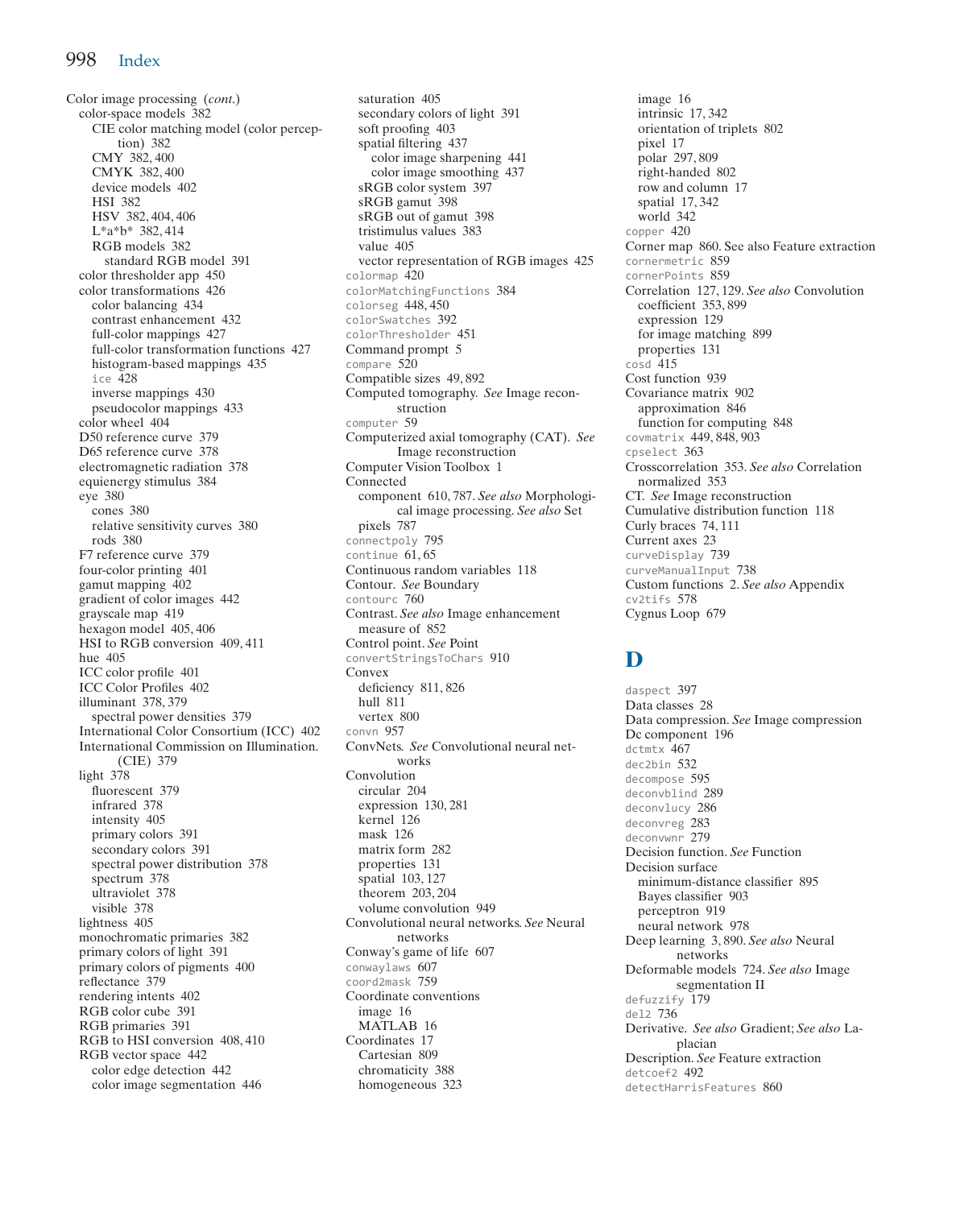Color image processing (*cont.*)
  color-space models 382
    CIE color matching model (color perception) 382
    CMY 382, 400
    CMYK 382, 400
    device models 402
    HSI 382
    HSV 382, 404, 406
    L*a*b* 382, 414
    RGB models 382
      standard RGB model 391
  color thresholder app 450
  color transformations 426
    color balancing 434
    contrast enhancement 432
    full-color mappings 427
    full-color transformation functions 427
    histogram-based mappings 435
    `ice` 428
    inverse mappings 430
    pseudocolor mappings 433
  color wheel 404
  D50 reference curve 379
  D65 reference curve 378
  electromagnetic radiation 378
  equienergy stimulus 384
  eye 380
    cones 380
    relative sensitivity curves 380
    rods 380
  F7 reference curve 379
  four-color printing 401
  gamut mapping 402
  gradient of color images 442
  grayscale map 419
  hexagon model 405, 406
  HSI to RGB conversion 409, 411
  hue 405
  ICC color profile 401
  ICC Color Profiles 402
  illuminant 378, 379
    spectral power densities 379
  International Color Consortium (ICC) 402
  International Commission on Illumination. (CIE) 379
  light 378
    fluorescent 379
    infrared 378
    intensity 405
    primary colors 391
    secondary colors 391
    spectral power distribution 378
    spectrum 378
    ultraviolet 378
    visible 378
  lightness 405
  monochromatic primaries 382
  primary colors of light 391
  primary colors of pigments 400
  reflectance 379
  rendering intents 402
  RGB color cube 391
  RGB primaries 391
  RGB to HSI conversion 408, 410
  RGB vector space 442
    color edge detection 442
    color image segmentation 446
  saturation 405
  secondary colors of light 391
  soft proofing 403
  spatial filtering 437
    color image sharpening 441
    color image smoothing 437
  sRGB color system 397
  sRGB gamut 398
  sRGB out of gamut 398
  tristimulus values 383
  value 405
  vector representation of RGB images 425
`colormap` 420
`colorMatchingFunctions` 384
`colorseg` 448, 450
`colorSwatches` 392
`colorThresholder` 451
Command prompt 5
`compare` 520
Compatible sizes 49, 892
Computed tomography. *See* Image reconstruction
`computer` 59
Computerized axial tomography (CAT). *See* Image reconstruction
Computer Vision Toolbox 1
Connected
  component 610, 787. *See also* Morphological image processing. *See also* Set
  pixels 787
`connectpoly` 795
`continue` 61, 65
Continuous random variables 118
Contour. *See* Boundary
`contourc` 760
Contrast. *See also* Image enhancement
  measure of 852
Control point. *See* Point
`convertStringsToChars` 910
Convex
  deficiency 811, 826
  hull 811
  vertex 800
`convn` 957
ConvNets. *See* Convolutional neural networks
Convolution
  circular 204
  expression 130, 281
  kernel 126
  mask 126
  matrix form 282
  properties 131
  spatial 103, 127
  theorem 203, 204
  volume convolution 949
Convolutional neural networks. *See* Neural networks
Conway's game of life 607
`conwaylaws` 607
`coord2mask` 759
Coordinate conventions
  image 16
  MATLAB 16
Coordinates 17
  Cartesian 809
  chromaticity 388
  homogeneous 323
  image 16
  intrinsic 17, 342
  orientation of triplets 802
  pixel 17
  polar 297, 809
  right-handed 802
  row and column 17
  spatial 17, 342
  world 342
`copper` 420
Corner map 860. See also Feature extraction
`cornermetric` 859
`cornerPoints` 859
Correlation 127, 129. *See also* Convolution
  coefficient 353, 899
  expression 129
  for image matching 899
  properties 131
`cosd` 415
Cost function 939
Covariance matrix 902
  approximation 846
  function for computing 848
`covmatrix` 449, 848, 903
`cpselect` 363
Crosscorrelation 353. *See also* Correlation
  normalized 353
CT. *See* Image reconstruction
Cumulative distribution function 118
Curly braces 74, 111
Current axes 23
`curveDisplay` 739
`curveManualInput` 738
Custom functions 2. *See also* Appendix
`cv2tifs` 578
Cygnus Loop 679

## D

`daspect` 397
Data classes 28
Data compression. *See* Image compression
Dc component 196
`dctmtx` 467
`dec2bin` 532
`decompose` 595
`deconvblind` 289
`deconvlucy` 286
`deconvreg` 283
`deconvwnr` 279
Decision function. *See* Function
Decision surface
  minimum-distance classifier 895
  Bayes classifier 903
  perceptron 919
  neural network 978
Deep learning 3, 890. *See also* Neural networks
Deformable models 724. *See also* Image segmentation II
`defuzzify` 179
`del2` 736
Derivative. *See also* Gradient; *See also* Laplacian
Description. *See* Feature extraction
`detcoef2` 492
`detectHarrisFeatures` 860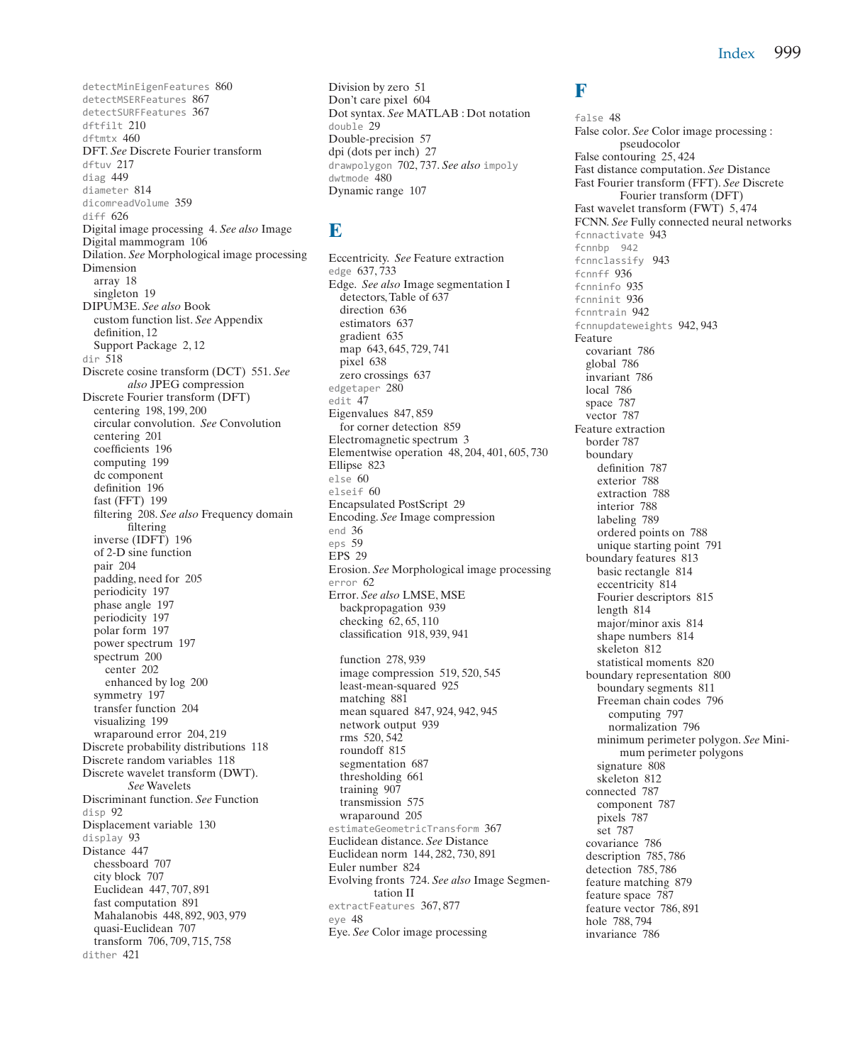detectMinEigenFeatures 860
detectMSERFeatures 867
detectSURFFeatures 367
dftfilt 210
dftmtx 460
DFT. *See* Discrete Fourier transform
dftuv 217
diag 449
diameter 814
dicomreadVolume 359
diff 626
Digital image processing 4. *See also* Image
Digital mammogram 106
Dilation. *See* Morphological image processing
Dimension
  array 18
  singleton 19
DIPUM3E. *See also* Book
  custom function list. *See* Appendix
  definition, 12
  Support Package 2, 12
dir 518
Discrete cosine transform (DCT) 551. *See also* JPEG compression
Discrete Fourier transform (DFT)
  centering 198, 199, 200
  circular convolution. *See* Convolution
  centering 201
  coefficients 196
  computing 199
  dc component
  definition 196
  fast (FFT) 199
  filtering 208. *See also* Frequency domain filtering
  inverse (IDFT) 196
  of 2-D sine function
  pair 204
  padding, need for 205
  periodicity 197
  phase angle 197
  periodicity 197
  polar form 197
  power spectrum 197
  spectrum 200
    center 202
    enhanced by log 200
  symmetry 197
  transfer function 204
  visualizing 199
  wraparound error 204, 219
Discrete probability distributions 118
Discrete random variables 118
Discrete wavelet transform (DWT). *See* Wavelets
Discriminant function. *See* Function
disp 92
Displacement variable 130
display 93
Distance 447
  chessboard 707
  city block 707
  Euclidean 447, 707, 891
  fast computation 891
  Mahalanobis 448, 892, 903, 979
  quasi-Euclidean 707
  transform 706, 709, 715, 758
dither 421

Division by zero 51
Don't care pixel 604
Dot syntax. *See* MATLAB : Dot notation
double 29
Double-precision 57
dpi (dots per inch) 27
drawpolygon 702, 737. *See also* impoly
dwtmode 480
Dynamic range 107

# E

Eccentricity. *See* Feature extraction
edge 637, 733
Edge. *See also* Image segmentation I
  detectors, Table of 637
  direction 636
  estimators 637
  gradient 635
  map 643, 645, 729, 741
  pixel 638
  zero crossings 637
edgetaper 280
edit 47
Eigenvalues 847, 859
  for corner detection 859
Electromagnetic spectrum 3
Elementwise operation 48, 204, 401, 605, 730
Ellipse 823
else 60
elseif 60
Encapsulated PostScript 29
Encoding. *See* Image compression
end 36
eps 59
EPS 29
Erosion. *See* Morphological image processing
error 62
Error. *See also* LMSE, MSE
  backpropagation 939
  checking 62, 65, 110
  classification 918, 939, 941

  function 278, 939
  image compression 519, 520, 545
  least-mean-squared 925
  matching 881
  mean squared 847, 924, 942, 945
  network output 939
  rms 520, 542
  roundoff 815
  segmentation 687
  thresholding 661
  training 907
  transmission 575
  wraparound 205
estimateGeometricTransform 367
Euclidean distance. *See* Distance
Euclidean norm 144, 282, 730, 891
Euler number 824
Evolving fronts 724. *See also* Image Segmentation II
extractFeatures 367, 877
eye 48
Eye. *See* Color image processing

# F

false 48
False color. *See* Color image processing : pseudocolor
False contouring 25, 424
Fast distance computation. *See* Distance
Fast Fourier transform (FFT). *See* Discrete Fourier transform (DFT)
Fast wavelet transform (FWT) 5, 474
FCNN. *See* Fully connected neural networks
fcnnactivate 943
fcnnbp 942
fcnnclassify 943
fcnnff 936
fcnninfo 935
fcnninit 936
fcnntrain 942
fcnnupdateweights 942, 943
Feature
  covariant 786
  global 786
  invariant 786
  local 786
  space 787
  vector 787
Feature extraction
  border 787
  boundary
    definition 787
    exterior 788
    extraction 788
    interior 788
    labeling 789
    ordered points on 788
    unique starting point 791
  boundary features 813
    basic rectangle 814
    eccentricity 814
    Fourier descriptors 815
    length 814
    major/minor axis 814
    shape numbers 814
    skeleton 812
    statistical moments 820
  boundary representation 800
    boundary segments 811
    Freeman chain codes 796
      computing 797
      normalization 796
    minimum perimeter polygon. *See* Minimum perimeter polygons
    signature 808
    skeleton 812
  connected 787
    component 787
    pixels 787
    set 787
  covariance 786
  description 785, 786
  detection 785, 786
  feature matching 879
  feature space 787
  feature vector 786, 891
  hole 788, 794
  invariance 786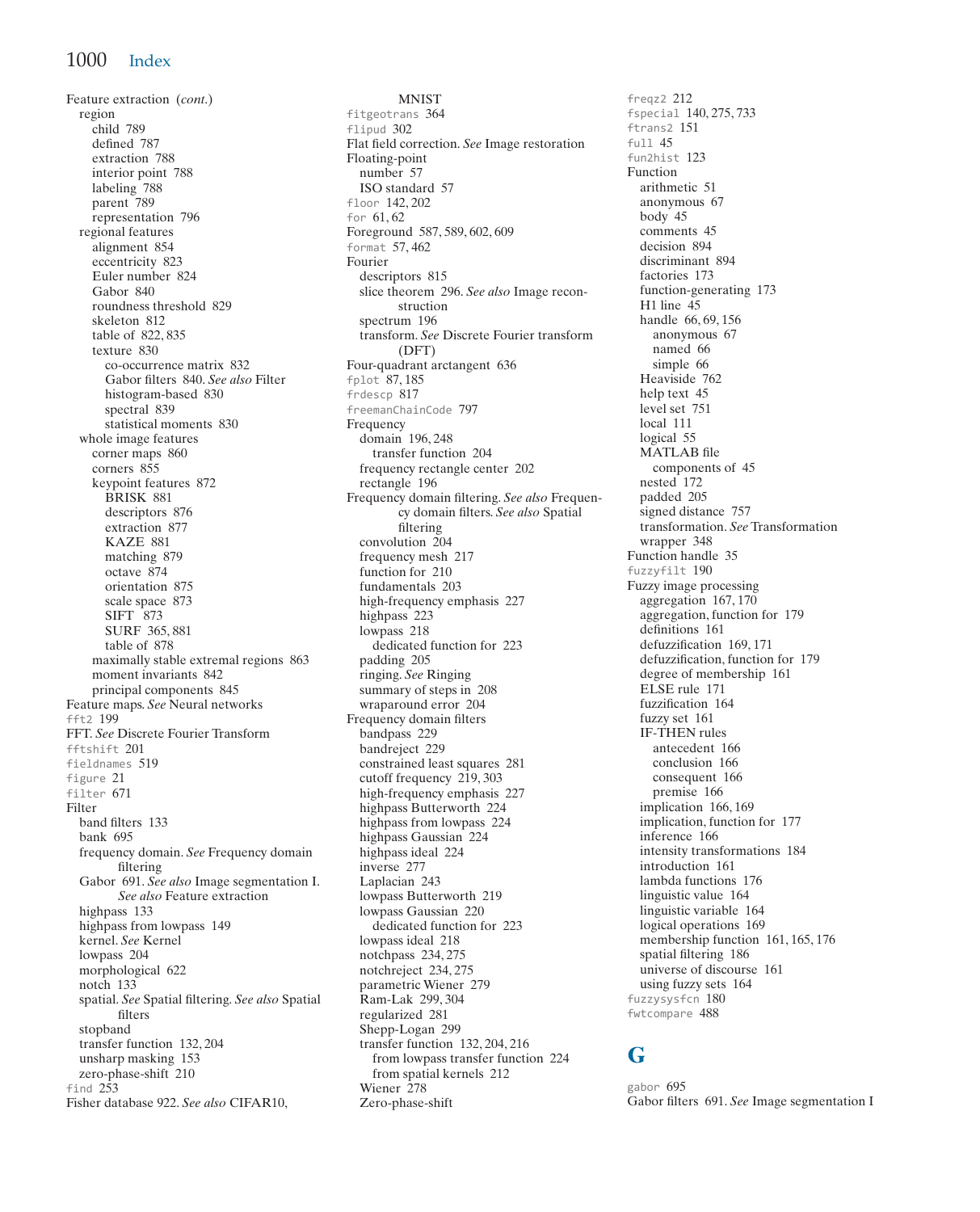Feature extraction (*cont.*)
  region
    child 789
    defined 787
    extraction 788
    interior point 788
    labeling 788
    parent 789
    representation 796
  regional features
    alignment 854
    eccentricity 823
    Euler number 824
    Gabor 840
    roundness threshold 829
    skeleton 812
    table of 822, 835
    texture 830
      co-occurrence matrix 832
      Gabor filters 840. *See also* Filter
      histogram-based 830
      spectral 839
      statistical moments 830
  whole image features
    corner maps 860
    corners 855
    keypoint features 872
      BRISK 881
      descriptors 876
      extraction 877
      KAZE 881
      matching 879
      octave 874
      orientation 875
      scale space 873
      SIFT 873
      SURF 365, 881
      table of 878
    maximally stable extremal regions 863
    moment invariants 842
    principal components 845
Feature maps. *See* Neural networks
`fft2` 199
FFT. *See* Discrete Fourier Transform
`fftshift` 201
`fieldnames` 519
`figure` 21
`filter` 671
Filter
  band filters 133
  bank 695
  frequency domain. *See* Frequency domain filtering
  Gabor 691. *See also* Image segmentation I. *See also* Feature extraction
  highpass 133
  highpass from lowpass 149
  kernel. *See* Kernel
  lowpass 204
  morphological 622
  notch 133
  spatial. *See* Spatial filtering. *See also* Spatial filters
  stopband
  transfer function 132, 204
  unsharp masking 153
  zero-phase-shift 210
`find` 253
Fisher database 922. *See also* CIFAR10, MNIST
`fitgeotrans` 364
`flipud` 302
Flat field correction. *See* Image restoration
Floating-point
  number 57
  ISO standard 57
`floor` 142, 202
`for` 61, 62
Foreground 587, 589, 602, 609
`format` 57, 462
Fourier
  descriptors 815
  slice theorem 296. *See also* Image reconstruction
  spectrum 196
  transform. *See* Discrete Fourier transform (DFT)
Four-quadrant arctangent 636
`fplot` 87, 185
`frdescp` 817
`freemanChainCode` 797
Frequency
  domain 196, 248
    transfer function 204
  frequency rectangle center 202
  rectangle 196
Frequency domain filtering. *See also* Frequency domain filters. *See also* Spatial filtering
  convolution 204
  frequency mesh 217
  function for 210
  fundamentals 203
  high-frequency emphasis 227
  highpass 223
  lowpass 218
    dedicated function for 223
  padding 205
  ringing. *See* Ringing
  summary of steps in 208
  wraparound error 204
Frequency domain filters
  bandpass 229
  bandreject 229
  constrained least squares 281
  cutoff frequency 219, 303
  high-frequency emphasis 227
  highpass Butterworth 224
  highpass from lowpass 224
  highpass Gaussian 224
  highpass ideal 224
  inverse 277
  Laplacian 243
  lowpass Butterworth 219
  lowpass Gaussian 220
    dedicated function for 223
  lowpass ideal 218
  notchpass 234, 275
  notchreject 234, 275
  parametric Wiener 279
  Ram-Lak 299, 304
  regularized 281
  Shepp-Logan 299
  transfer function 132, 204, 216
    from lowpass transfer function 224
    from spatial kernels 212
  Wiener 278
  Zero-phase-shift
`freqz2` 212
`fspecial` 140, 275, 733
`ftrans2` 151
`full` 45
`fun2hist` 123
Function
  arithmetic 51
  anonymous 67
  body 45
  comments 45
  decision 894
  discriminant 894
  factories 173
  function-generating 173
  H1 line 45
  handle 66, 69, 156
    anonymous 67
    named 66
    simple 66
  Heaviside 762
  help text 45
  level set 751
  local 111
  logical 55
  MATLAB file
    components of 45
  nested 172
  padded 205
  signed distance 757
  transformation. *See* Transformation
  wrapper 348
Function handle 35
`fuzzyfilt` 190
Fuzzy image processing
  aggregation 167, 170
  aggregation, function for 179
  definitions 161
  defuzzification 169, 171
  defuzzification, function for 179
  degree of membership 161
  ELSE rule 171
  fuzzification 164
  fuzzy set 161
  IF-THEN rules
    antecedent 166
    conclusion 166
    consequent 166
    premise 166
  implication 166, 169
  implication, function for 177
  inference 166
  intensity transformations 184
  introduction 161
  lambda functions 176
  linguistic value 164
  linguistic variable 164
  logical operations 169
  membership function 161, 165, 176
  spatial filtering 186
  universe of discourse 161
  using fuzzy sets 164
`fuzzysysfcn` 180
`fwtcompare` 488

## G

`gabor` 695
Gabor filters 691. *See* Image segmentation I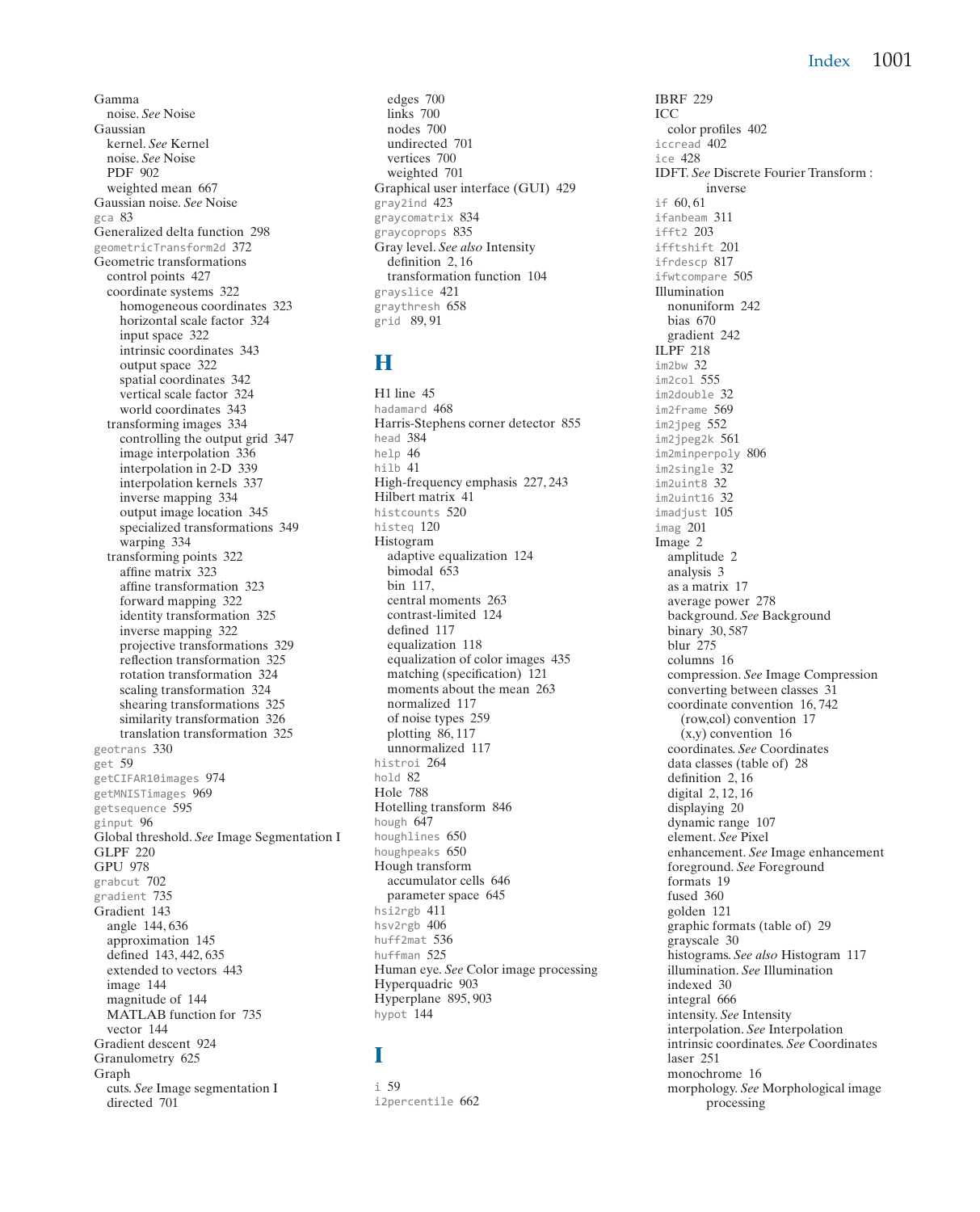Gamma
- noise. *See* Noise

Gaussian
- kernel. *See* Kernel
- noise. *See* Noise
- PDF 902
- weighted mean 667

Gaussian noise. *See* Noise
`gca` 83
Generalized delta function 298
`geometricTransform2d` 372
Geometric transformations
- control points 427
- coordinate systems 322
  - homogeneous coordinates 323
  - horizontal scale factor 324
  - input space 322
  - intrinsic coordinates 343
  - output space 322
  - spatial coordinates 342
  - vertical scale factor 324
  - world coordinates 343
- transforming images 334
  - controlling the output grid 347
  - image interpolation 336
  - interpolation in 2-D 339
  - interpolation kernels 337
  - inverse mapping 334
  - output image location 345
  - specialized transformations 349
  - warping 334
- transforming points 322
  - affine matrix 323
  - affine transformation 323
  - forward mapping 322
  - identity transformation 325
  - inverse mapping 322
  - projective transformations 329
  - reflection transformation 325
  - rotation transformation 324
  - scaling transformation 324
  - shearing transformations 325
  - similarity transformation 326
  - translation transformation 325

`geotrans` 330
`get` 59
`getCIFAR10images` 974
`getMNISTimages` 969
`getsequence` 595
`ginput` 96
Global threshold. *See* Image Segmentation I
GLPF 220
GPU 978
`grabcut` 702
`gradient` 735
Gradient 143
- angle 144, 636
- approximation 145
- defined 143, 442, 635
- extended to vectors 443
- image 144
- magnitude of 144
- MATLAB function for 735
- vector 144

Gradient descent 924
Granulometry 625
Graph
- cuts. *See* Image segmentation I
- directed 701
- edges 700
- links 700
- nodes 700
- undirected 701
- vertices 700
- weighted 701

Graphical user interface (GUI) 429
`gray2ind` 423
`graycomatrix` 834
`graycoprops` 835
Gray level. *See also* Intensity
- definition 2, 16
- transformation function 104

`grayslice` 421
`graythresh` 658
`grid` 89, 91

## H

H1 line 45
`hadamard` 468
Harris-Stephens corner detector 855
`head` 384
`help` 46
`hilb` 41
High-frequency emphasis 227, 243
Hilbert matrix 41
`histcounts` 520
`histeq` 120
Histogram
- adaptive equalization 124
- bimodal 653
- bin 117,
- central moments 263
- contrast-limited 124
- defined 117
- equalization 118
- equalization of color images 435
- matching (specification) 121
- moments about the mean 263
- normalized 117
- of noise types 259
- plotting 86, 117
- unnormalized 117

`histroi` 264
`hold` 82
Hole 788
Hotelling transform 846
`hough` 647
`houghlines` 650
`houghpeaks` 650
Hough transform
- accumulator cells 646
- parameter space 645

`hsi2rgb` 411
`hsv2rgb` 406
`huff2mat` 536
`huffman` 525
Human eye. *See* Color image processing
Hyperquadric 903
Hyperplane 895, 903
`hypot` 144

## I

`i` 59
`i2percentile` 662
IBRF 229
ICC
- color profiles 402

`iccread` 402
`ice` 428
IDFT. *See* Discrete Fourier Transform : inverse
`if` 60, 61
`ifanbeam` 311
`ifft2` 203
`ifftshift` 201
`ifrdescp` 817
`ifwtcompare` 505
Illumination
- nonuniform 242
- bias 670
- gradient 242

ILPF 218
`im2bw` 32
`im2col` 555
`im2double` 32
`im2frame` 569
`im2jpeg` 552
`im2jpeg2k` 561
`im2minperpoly` 806
`im2single` 32
`im2uint8` 32
`im2uint16` 32
`imadjust` 105
`imag` 201
Image 2
- amplitude 2
- analysis 3
- as a matrix 17
- average power 278
- background. *See* Background
- binary 30, 587
- blur 275
- columns 16
- compression. *See* Image Compression
- converting between classes 31
- coordinate convention 16, 742
  - (row,col) convention 17
  - (x,y) convention 16
- coordinates. *See* Coordinates
- data classes (table of) 28
- definition 2, 16
- digital 2, 12, 16
- displaying 20
- dynamic range 107
- element. *See* Pixel
- enhancement. *See* Image enhancement
- foreground. *See* Foreground
- formats 19
- fused 360
- golden 121
- graphic formats (table of) 29
- grayscale 30
- histograms. *See also* Histogram 117
- illumination. *See* Illumination
- indexed 30
- integral 666
- intensity. *See* Intensity
- interpolation. *See* Interpolation
- intrinsic coordinates. *See* Coordinates
- laser 251
- monochrome 16
- morphology. *See* Morphological image processing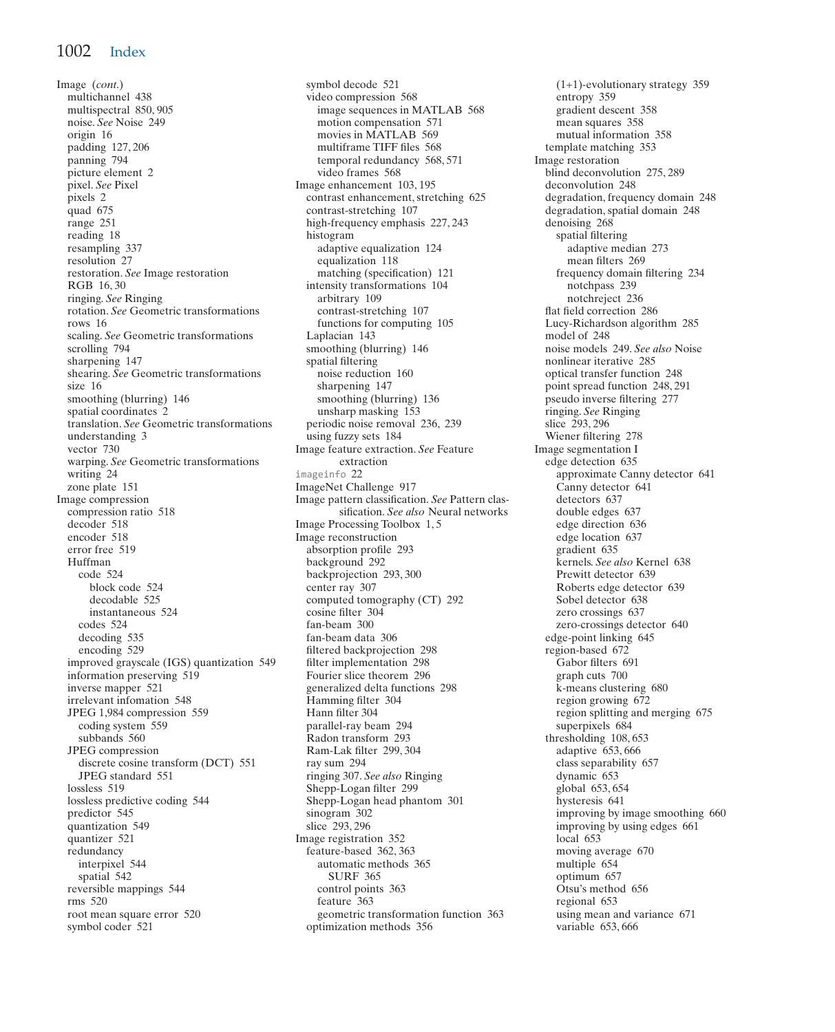Image (*cont.*)
- multichannel 438
- multispectral 850, 905
- noise. *See* Noise 249
- origin 16
- padding 127, 206
- panning 794
- picture element 2
- pixel. *See* Pixel
- pixels 2
- quad 675
- range 251
- reading 18
- resampling 337
- resolution 27
- restoration. *See* Image restoration
- RGB 16, 30
- ringing. *See* Ringing
- rotation. *See* Geometric transformations
- rows 16
- scaling. *See* Geometric transformations
- scrolling 794
- sharpening 147
- shearing. *See* Geometric transformations
- size 16
- smoothing (blurring) 146
- spatial coordinates 2
- translation. *See* Geometric transformations
- understanding 3
- vector 730
- warping. *See* Geometric transformations
- writing 24
- zone plate 151

Image compression
- compression ratio 518
- decoder 518
- encoder 518
- error free 519
- Huffman
  - code 524
    - block code 524
    - decodable 525
    - instantaneous 524
  - codes 524
  - decoding 535
  - encoding 529
- improved grayscale (IGS) quantization 549
- information preserving 519
- inverse mapper 521
- irrelevant infomation 548
- JPEG 1,984 compression 559
  - coding system 559
  - subbands 560
- JPEG compression
  - discrete cosine transform (DCT) 551
  - JPEG standard 551
- lossless 519
- lossless predictive coding 544
- predictor 545
- quantization 549
- quantizer 521
- redundancy
  - interpixel 544
  - spatial 542
- reversible mappings 544
- rms 520
- root mean square error 520
- symbol coder 521
- symbol decode 521
- video compression 568
  - image sequences in MATLAB 568
  - motion compensation 571
  - movies in MATLAB 569
  - multiframe TIFF files 568
  - temporal redundancy 568, 571
  - video frames 568

Image enhancement 103, 195
- contrast enhancement, stretching 625
- contrast-stretching 107
- high-frequency emphasis 227, 243
- histogram
  - adaptive equalization 124
  - equalization 118
  - matching (specification) 121
- intensity transformations 104
  - arbitrary 109
  - contrast-stretching 107
  - functions for computing 105
- Laplacian 143
- smoothing (blurring) 146
- spatial filtering
  - noise reduction 160
  - sharpening 147
  - smoothing (blurring) 136
  - unsharp masking 153
- periodic noise removal 236, 239
- using fuzzy sets 184

Image feature extraction. *See* Feature extraction

`imageinfo` 22

ImageNet Challenge 917

Image pattern classification. *See* Pattern classification. *See also* Neural networks

Image Processing Toolbox 1, 5

Image reconstruction
- absorption profile 293
- background 292
- backprojection 293, 300
- center ray 307
- computed tomography (CT) 292
- cosine filter 304
- fan-beam 300
- fan-beam data 306
- filtered backprojection 298
- filter implementation 298
- Fourier slice theorem 296
- generalized delta functions 298
- Hamming filter 304
- Hann filter 304
- parallel-ray beam 294
- Radon transform 293
- Ram-Lak filter 299, 304
- ray sum 294
- ringing 307. *See also* Ringing
- Shepp-Logan filter 299
- Shepp-Logan head phantom 301
- sinogram 302
- slice 293, 296

Image registration 352
- feature-based 362, 363
  - automatic methods 365
    - SURF 365
  - control points 363
  - feature 363
  - geometric transformation function 363
- optimization methods 356
  - (1+1)-evolutionary strategy 359
  - entropy 359
  - gradient descent 358
  - mean squares 358
  - mutual information 358
- template matching 353

Image restoration
- blind deconvolution 275, 289
- deconvolution 248
- degradation, frequency domain 248
- degradation, spatial domain 248
- denoising 268
  - spatial filtering
    - adaptive median 273
    - mean filters 269
  - frequency domain filtering 234
    - notchpass 239
    - notchreject 236
- flat field correction 286
- Lucy-Richardson algorithm 285
- model of 248
- noise models 249. *See also* Noise
- nonlinear iterative 285
- optical transfer function 248
- point spread function 248, 291
- pseudo inverse filtering 277
- ringing. *See* Ringing
- slice 293, 296
- Wiener filtering 278

Image segmentation I
- edge detection 635
  - approximate Canny detector 641
  - Canny detector 641
  - detectors 637
  - double edges 637
  - edge direction 636
  - edge location 637
  - gradient 635
  - kernels. *See also* Kernel 638
  - Prewitt detector 639
  - Roberts edge detector 639
  - Sobel detector 638
  - zero crossings 637
  - zero-crossings detector 640
- edge-point linking 645
- region-based 672
  - Gabor filters 691
  - graph cuts 700
  - k-means clustering 680
  - region growing 672
  - region splitting and merging 675
  - superpixels 684
- thresholding 108, 653
  - adaptive 653, 666
  - class separability 657
  - dynamic 653
  - global 653, 654
  - hysteresis 641
  - improving by image smoothing 660
  - improving by using edges 661
  - local 653
  - moving average 670
  - multiple 654
  - optimum 657
  - Otsu's method 656
  - regional 653
  - using mean and variance 671
  - variable 653, 666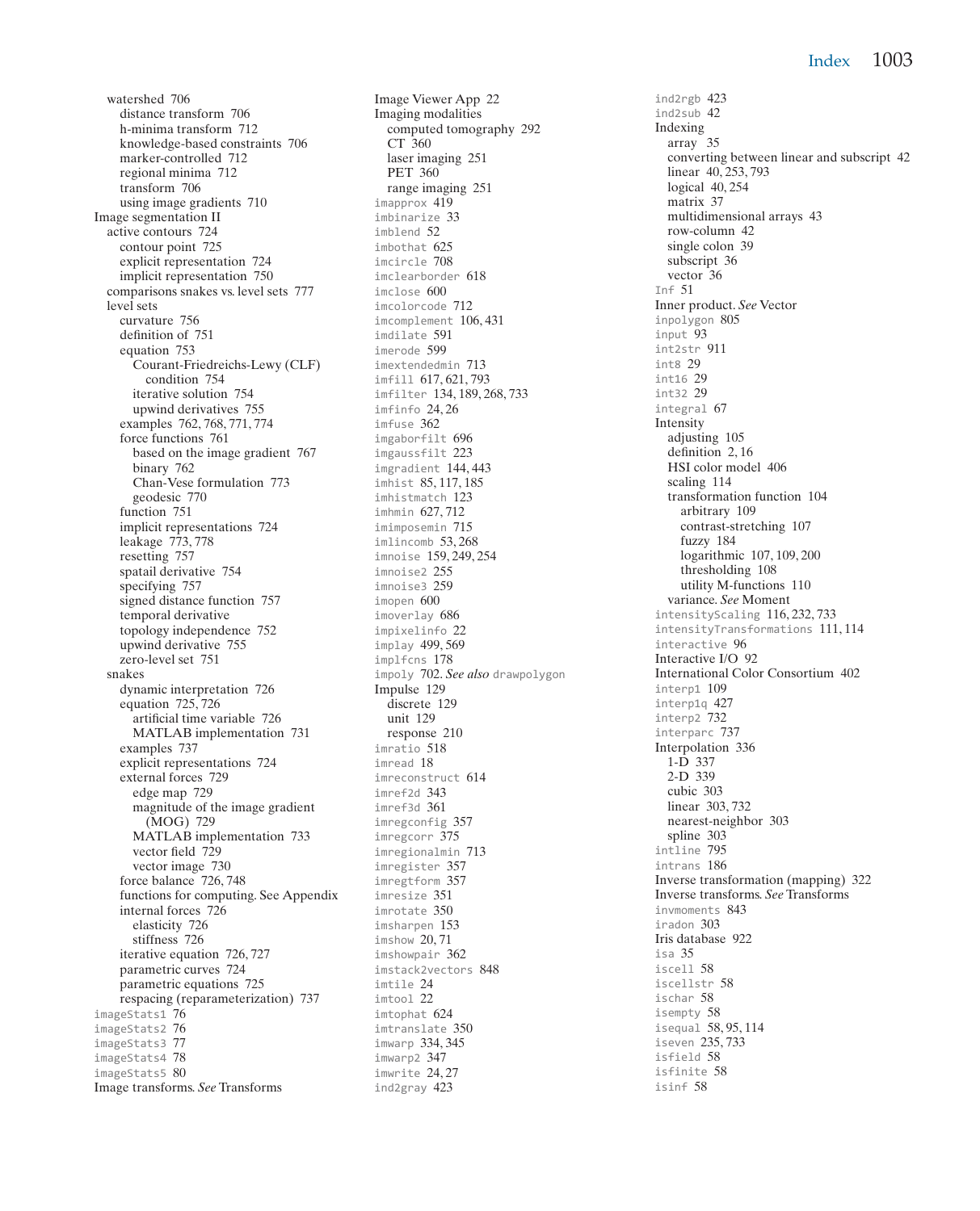- watershed 706
  - distance transform 706
  - h-minima transform 712
  - knowledge-based constraints 706
  - marker-controlled 712
  - regional minima 712
  - transform 706
  - using image gradients 710
- Image segmentation II
  - active contours 724
    - contour point 725
    - explicit representation 724
    - implicit representation 750
  - comparisons snakes vs. level sets 777
  - level sets
    - curvature 756
    - definition of 751
    - equation 753
      - Courant-Friedreichs-Lewy (CLF) condition 754
      - iterative solution 754
      - upwind derivatives 755
    - examples 762, 768, 771, 774
    - force functions 761
      - based on the image gradient 767
      - binary 762
      - Chan-Vese formulation 773
      - geodesic 770
    - function 751
    - implicit representations 724
    - leakage 773, 778
    - resetting 757
    - spatail derivative 754
    - specifying 757
    - signed distance function 757
    - temporal derivative
    - topology independence 752
    - upwind derivative 755
    - zero-level set 751
  - snakes
    - dynamic interpretation 726
    - equation 725, 726
      - artificial time variable 726
      - MATLAB implementation 731
    - examples 737
    - explicit representations 724
    - external forces 729
      - edge map 729
      - magnitude of the image gradient (MOG) 729
      - MATLAB implementation 733
      - vector field 729
      - vector image 730
    - force balance 726, 748
    - functions for computing. See Appendix
    - internal forces 726
      - elasticity 726
      - stiffness 726
    - iterative equation 726, 727
    - parametric curves 724
    - parametric equations 725
    - respacing (reparameterization) 737
- `imageStats1` 76
- `imageStats2` 76
- `imageStats3` 77
- `imageStats4` 78
- `imageStats5` 80
- Image transforms. *See* Transforms
- Image Viewer App 22
- Imaging modalities
  - computed tomography 292
  - CT 360
  - laser imaging 251
  - PET 360
  - range imaging 251
- `imapprox` 419
- `imbinarize` 33
- `imblend` 52
- `imbothat` 625
- `imcircle` 708
- `imclearborder` 618
- `imclose` 600
- `imcolorcode` 712
- `imcomplement` 106, 431
- `imdilate` 591
- `imerode` 599
- `imextendedmin` 713
- `imfill` 617, 621, 793
- `imfilter` 134, 189, 268, 733
- `imfinfo` 24, 26
- `imfuse` 362
- `imgaborfilt` 696
- `imgaussfilt` 223
- `imgradient` 144, 443
- `imhist` 85, 117, 185
- `imhistmatch` 123
- `imhmin` 627, 712
- `imimposemin` 715
- `imlincomb` 53, 268
- `imnoise` 159, 249, 254
- `imnoise2` 255
- `imnoise3` 259
- `imopen` 600
- `imoverlay` 686
- `impixelinfo` 22
- `implay` 499, 569
- `implfcns` 178
- `impoly` 702. *See also* `drawpolygon`
- Impulse 129
  - discrete 129
  - unit 129
  - response 210
- `imratio` 518
- `imread` 18
- `imreconstruct` 614
- `imref2d` 343
- `imref3d` 361
- `imregconfig` 357
- `imregcorr` 375
- `imregionalmin` 713
- `imregister` 357
- `imregtform` 357
- `imresize` 351
- `imrotate` 350
- `imsharpen` 153
- `imshow` 20, 71
- `imshowpair` 362
- `imstack2vectors` 848
- `imtile` 24
- `imtool` 22
- `imtophat` 624
- `imtranslate` 350
- `imwarp` 334, 345
- `imwarp2` 347
- `imwrite` 24, 27
- `ind2gray` 423
- `ind2rgb` 423
- `ind2sub` 42
- Indexing
  - array 35
  - converting between linear and subscript 42
  - linear 40, 253, 793
  - logical 40, 254
  - matrix 37
  - multidimensional arrays 43
  - row-column 42
  - single colon 39
  - subscript 36
  - vector 36
- `Inf` 51
- Inner product. *See* Vector
- `inpolygon` 805
- `input` 93
- `int2str` 911
- `int8` 29
- `int16` 29
- `int32` 29
- `integral` 67
- Intensity
  - adjusting 105
  - definition 2, 16
  - HSI color model 406
  - scaling 114
  - transformation function 104
    - arbitrary 109
    - contrast-stretching 107
    - fuzzy 184
    - logarithmic 107, 109, 200
    - thresholding 108
    - utility M-functions 110
  - variance. *See* Moment
- `intensityScaling` 116, 232, 733
- `intensityTransformations` 111, 114
- `interactive` 96
- Interactive I/O 92
- International Color Consortium 402
- `interp1` 109
- `interp1q` 427
- `interp2` 732
- `interparc` 737
- Interpolation 336
  - 1-D 337
  - 2-D 339
  - cubic 303
  - linear 303, 732
  - nearest-neighbor 303
  - spline 303
- `intline` 795
- `intrans` 186
- Inverse transformation (mapping) 322
- Inverse transforms. *See* Transforms
- `invmoments` 843
- `iradon` 303
- Iris database 922
- `isa` 35
- `iscell` 58
- `iscellstr` 58
- `ischar` 58
- `isempty` 58
- `isequal` 58, 95, 114
- `iseven` 235, 733
- `isfield` 58
- `isfinite` 58
- `isinf` 58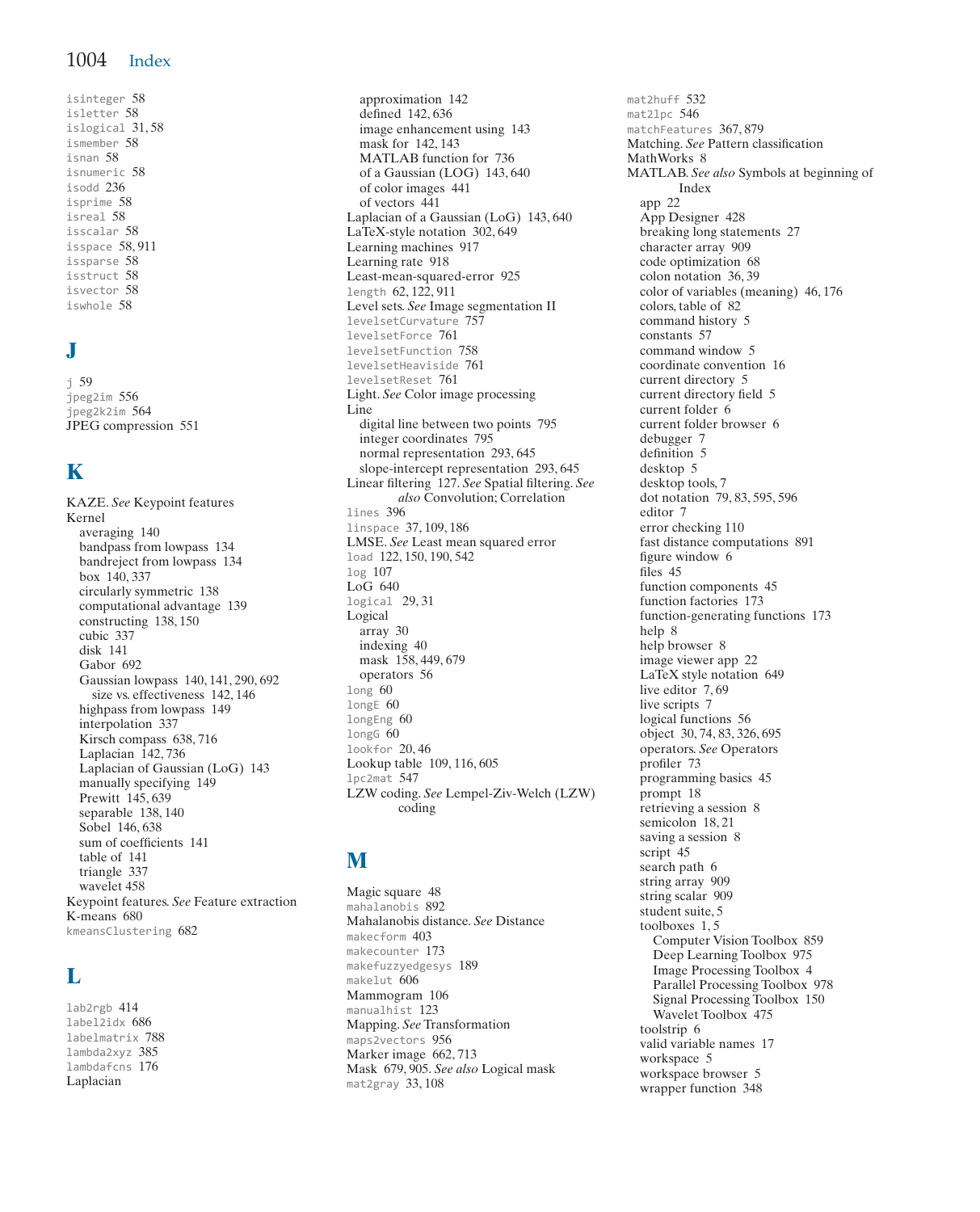isinteger 58
isletter 58
islogical 31, 58
ismember 58
isnan 58
isnumeric 58
isodd 236
isprime 58
isreal 58
isscalar 58
isspace 58, 911
issparse 58
isstruct 58
isvector 58
iswhole 58

## J

j 59
jpeg2im 556
jpeg2k2im 564
JPEG compression 551

## K

KAZE. *See* Keypoint features
Kernel
  averaging 140
  bandpass from lowpass 134
  bandreject from lowpass 134
  box 140, 337
  circularly symmetric 138
  computational advantage 139
  constructing 138, 150
  cubic 337
  disk 141
  Gabor 692
  Gaussian lowpass 140, 141, 290, 692
    size vs. effectiveness 142, 146
  highpass from lowpass 149
  interpolation 337
  Kirsch compass 638, 716
  Laplacian 142, 736
  Laplacian of Gaussian (LoG) 143
  manually specifying 149
  Prewitt 145, 639
  separable 138, 140
  Sobel 146, 638
  sum of coefficients 141
  table of 141
  triangle 337
  wavelet 458
Keypoint features. *See* Feature extraction
K-means 680
kmeansClustering 682

## L

lab2rgb 414
label2idx 686
labelmatrix 788
lambda2xyz 385
lambdafcns 176
Laplacian
  approximation 142
  defined 142, 636
  image enhancement using 143
  mask for 142, 143
  MATLAB function for 736
  of a Gaussian (LOG) 143, 640
  of color images 441
  of vectors 441
Laplacian of a Gaussian (LoG) 143, 640
LaTeX-style notation 302, 649
Learning machines 917
Learning rate 918
Least-mean-squared-error 925
length 62, 122, 911
Level sets. *See* Image segmentation II
levelsetCurvature 757
levelsetForce 761
levelsetFunction 758
levelsetHeaviside 761
levelsetReset 761
Light. *See* Color image processing
Line
  digital line between two points 795
  integer coordinates 795
  normal representation 293, 645
  slope-intercept representation 293, 645
Linear filtering 127. *See* Spatial filtering. *See also* Convolution; Correlation
lines 396
linspace 37, 109, 186
LMSE. *See* Least mean squared error
load 122, 150, 190, 542
log 107
LoG 640
logical 29, 31
Logical
  array 30
  indexing 40
  mask 158, 449, 679
  operators 56
long 60
longE 60
longEng 60
longG 60
lookfor 20, 46
Lookup table 109, 116, 605
lpc2mat 547
LZW coding. *See* Lempel-Ziv-Welch (LZW) coding

## M

Magic square 48
mahalanobis 892
Mahalanobis distance. *See* Distance
makecform 403
makecounter 173
makefuzzyedgesys 189
makelut 606
Mammogram 106
manualhist 123
Mapping. *See* Transformation
maps2vectors 956
Marker image 662, 713
Mask 679, 905. *See also* Logical mask
mat2gray 33, 108
mat2huff 532
mat2lpc 546
matchFeatures 367, 879
Matching. *See* Pattern classification
MathWorks 8
MATLAB. *See also* Symbols at beginning of Index
  app 22
  App Designer 428
  breaking long statements 27
  character array 909
  code optimization 68
  colon notation 36, 39
  color of variables (meaning) 46, 176
  colors, table of 82
  command history 5
  constants 57
  command window 5
  coordinate convention 16
  current directory 5
  current directory field 5
  current folder 6
  current folder browser 6
  debugger 7
  definition 5
  desktop 5
  desktop tools, 7
  dot notation 79, 83, 595, 596
  editor 7
  error checking 110
  fast distance computations 891
  figure window 6
  files 45
  function components 45
  function factories 173
  function-generating functions 173
  help 8
  help browser 8
  image viewer app 22
  LaTeX style notation 649
  live editor 7, 69
  live scripts 7
  logical functions 56
  object 30, 74, 83, 326, 695
  operators. *See* Operators
  profiler 73
  programming basics 45
  prompt 18
  retrieving a session 8
  semicolon 18, 21
  saving a session 8
  script 45
  search path 6
  string array 909
  string scalar 909
  student suite, 5
  toolboxes 1, 5
    Computer Vision Toolbox 859
    Deep Learning Toolbox 975
    Image Processing Toolbox 4
    Parallel Processing Toolbox 978
    Signal Processing Toolbox 150
    Wavelet Toolbox 475
  toolstrip 6
  valid variable names 17
  workspace 5
  workspace browser 5
  wrapper function 348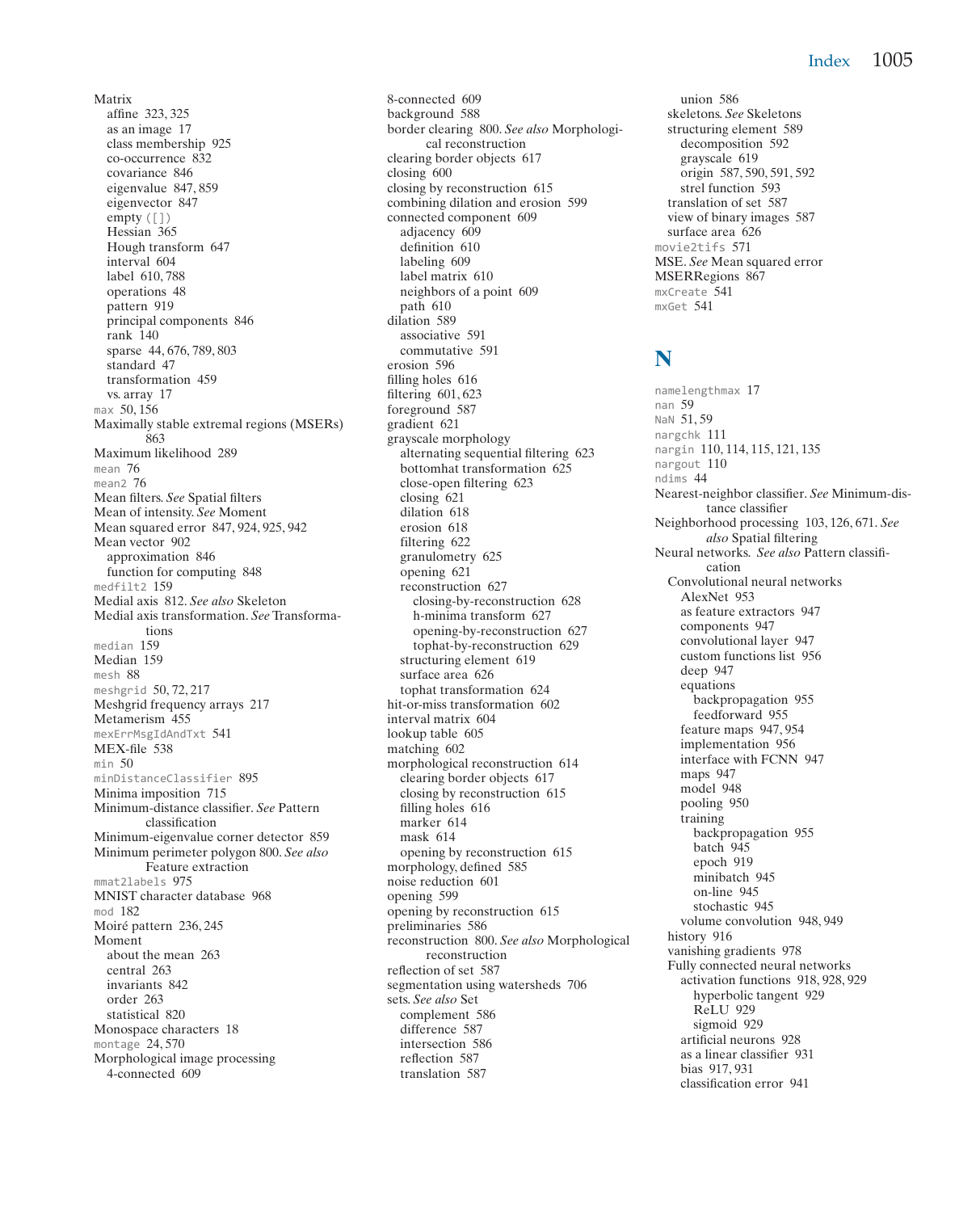Matrix
  affine 323, 325
  as an image 17
  class membership 925
  co-occurrence 832
  covariance 846
  eigenvalue 847, 859
  eigenvector 847
  empty ([])
  Hessian 365
  Hough transform 647
  interval 604
  label 610, 788
  operations 48
  pattern 919
  principal components 846
  rank 140
  sparse 44, 676, 789, 803
  standard 47
  transformation 459
  vs. array 17
`max` 50, 156
Maximally stable extremal regions (MSERs) 863
Maximum likelihood 289
`mean` 76
`mean2` 76
Mean filters. *See* Spatial filters
Mean of intensity. *See* Moment
Mean squared error 847, 924, 925, 942
Mean vector 902
  approximation 846
  function for computing 848
`medfilt2` 159
Medial axis 812. *See also* Skeleton
Medial axis transformation. *See* Transformations
`median` 159
Median 159
`mesh` 88
`meshgrid` 50, 72, 217
Meshgrid frequency arrays 217
Metamerism 455
`mexErrMsgIdAndTxt` 541
MEX-file 538
`min` 50
`minDistanceClassifier` 895
Minima imposition 715
Minimum-distance classifier. *See* Pattern classification
Minimum-eigenvalue corner detector 859
Minimum perimeter polygon 800. *See also* Feature extraction
`mmat2labels` 975
MNIST character database 968
`mod` 182
Moiré pattern 236, 245
Moment
  about the mean 263
  central 263
  invariants 842
  order 263
  statistical 820
Monospace characters 18
`montage` 24, 570
Morphological image processing
  4-connected 609
  8-connected 609
  background 588
  border clearing 800. *See also* Morphological reconstruction
  clearing border objects 617
  closing 600
  closing by reconstruction 615
  combining dilation and erosion 599
  connected component 609
    adjacency 609
    definition 610
    labeling 609
    label matrix 610
    neighbors of a point 609
    path 610
  dilation 589
    associative 591
    commutative 591
  erosion 596
  filling holes 616
  filtering 601, 623
  foreground 587
  gradient 621
  grayscale morphology
    alternating sequential filtering 623
    bottomhat transformation 625
    close-open filtering 623
    closing 621
    dilation 618
    erosion 618
    filtering 622
    granulometry 625
    opening 621
    reconstruction 627
      closing-by-reconstruction 628
      h-minima transform 627
      opening-by-reconstruction 627
      tophat-by-reconstruction 629
    structuring element 619
    surface area 626
    tophat transformation 624
  hit-or-miss transformation 602
  interval matrix 604
  lookup table 605
  matching 602
  morphological reconstruction 614
    clearing border objects 617
    closing by reconstruction 615
    filling holes 616
    marker 614
    mask 614
    opening by reconstruction 615
  morphology, defined 585
  noise reduction 601
  opening 599
  opening by reconstruction 615
  preliminaries 586
  reconstruction 800. *See also* Morphological reconstruction
  reflection of set 587
  segmentation using watersheds 706
  sets. *See also* Set
    complement 586
    difference 587
    intersection 586
    reflection 587
    translation 587
    union 586
  skeletons. *See* Skeletons
  structuring element 589
    decomposition 592
    grayscale 619
    origin 587, 590, 591, 592
    strel function 593
  translation of set 587
  view of binary images 587
  surface area 626
`movie2tifs` 571
MSE. *See* Mean squared error
MSERRegions 867
`mxCreate` 541
`mxGet` 541

## N

`namelengthmax` 17
`nan` 59
`NaN` 51, 59
`nargchk` 111
`nargin` 110, 114, 115, 121, 135
`nargout` 110
`ndims` 44
Nearest-neighbor classifier. *See* Minimum-distance classifier
Neighborhood processing 103, 126, 671. *See also* Spatial filtering
Neural networks. *See also* Pattern classification
  Convolutional neural networks
    AlexNet 953
    as feature extractors 947
    components 947
    convolutional layer 947
    custom functions list 956
    deep 947
    equations
      backpropagation 955
      feedforward 955
    feature maps 947, 954
    implementation 956
    interface with FCNN 947
    maps 947
    model 948
    pooling 950
    training
      backpropagation 955
      batch 945
      epoch 919
      minibatch 945
      on-line 945
      stochastic 945
    volume convolution 948, 949
  history 916
  vanishing gradients 978
  Fully connected neural networks
    activation functions 918, 928, 929
      hyperbolic tangent 929
      ReLU 929
      sigmoid 929
    artificial neurons 928
    as a linear classifier 931
    bias 917, 931
    classification error 941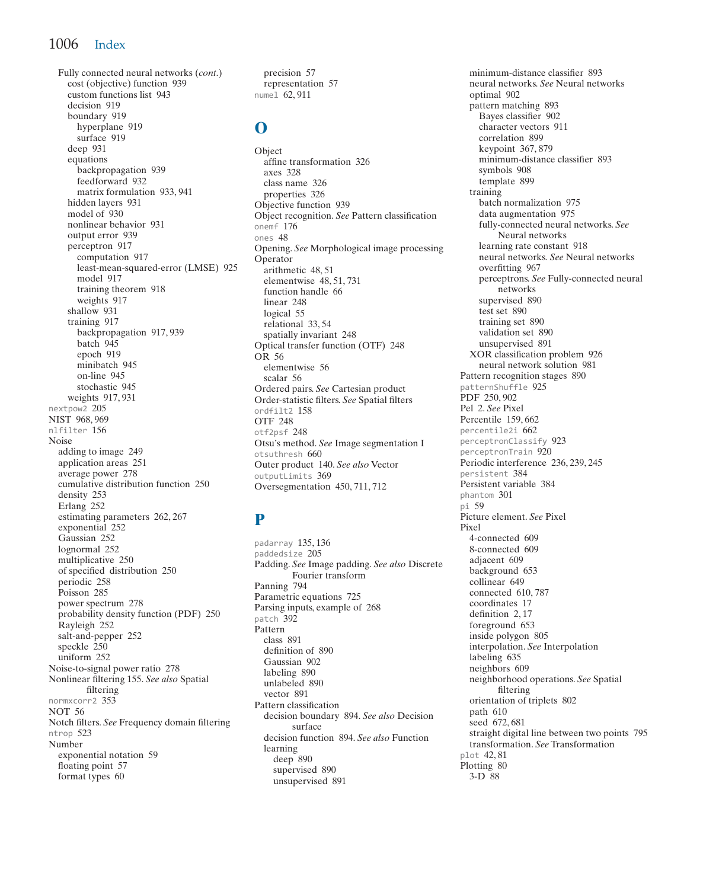Fully connected neural networks (*cont.*)
- cost (objective) function 939
- custom functions list 943
- decision 919
- boundary 919
  - hyperplane 919
  - surface 919
- deep 931
- equations
  - backpropagation 939
  - feedforward 932
  - matrix formulation 933, 941
- hidden layers 931
- model of 930
- nonlinear behavior 931
- output error 939
- perceptron 917
  - computation 917
  - least-mean-squared-error (LMSE) 925
  - model 917
  - training theorem 918
  - weights 917
- shallow 931
- training 917
  - backpropagation 917, 939
  - batch 945
  - epoch 919
  - minibatch 945
  - on-line 945
  - stochastic 945
- weights 917, 931

`nextpow2` 205
NIST 968, 969
`nlfilter` 156
Noise
- adding to image 249
- application areas 251
- average power 278
- cumulative distribution function 250
- density 253
- Erlang 252
- estimating parameters 262, 267
- exponential 252
- Gaussian 252
- lognormal 252
- multiplicative 250
- of specified distribution 250
- periodic 258
- Poisson 285
- power spectrum 278
- probability density function (PDF) 250
- Rayleigh 252
- salt-and-pepper 252
- speckle 250
- uniform 252

Noise-to-signal power ratio 278
Nonlinear filtering 155. *See also* Spatial filtering
`normxcorr2` 353
NOT 56
Notch filters. *See* Frequency domain filtering
`ntrop` 523
Number
- exponential notation 59
- floating point 57
- format types 60
- precision 57
- representation 57

`numel` 62, 911

## O

Object
- affine transformation 326
- axes 328
- class name 326
- properties 326

Objective function 939
Object recognition. *See* Pattern classification
`onemf` 176
`ones` 48
Opening. *See* Morphological image processing
Operator
- arithmetic 48, 51
- elementwise 48, 51, 731
- function handle 66
- linear 248
- logical 55
- relational 33, 54
- spatially invariant 248

Optical transfer function (OTF) 248
OR 56
- elementwise 56
- scalar 56

Ordered pairs. *See* Cartesian product
Order-statistic filters. *See* Spatial filters
`ordfilt2` 158
OTF 248
`otf2psf` 248
Otsu's method. *See* Image segmentation I
`otsuthresh` 660
Outer product 140. *See also* Vector
`outputLimits` 369
Oversegmentation 450, 711, 712

## P

`padarray` 135, 136
`paddedsize` 205
Padding. *See* Image padding. *See also* Discrete Fourier transform
Panning 794
Parametric equations 725
Parsing inputs, example of 268
`patch` 392
Pattern
- class 891
- definition of 890
- Gaussian 902
- labeling 890
- unlabeled 890
- vector 891

Pattern classification
- decision boundary 894. *See also* Decision surface
- decision function 894. *See also* Function
- learning
  - deep 890
  - supervised 890
  - unsupervised 891
- minimum-distance classifier 893
- neural networks. *See* Neural networks
- optimal 902
- pattern matching 893
  - Bayes classifier 902
  - character vectors 911
  - correlation 899
  - keypoint 367, 879
  - minimum-distance classifier 893
  - symbols 908
  - template 899
- training
  - batch normalization 975
  - data augmentation 975
  - fully-connected neural networks. *See* Neural networks
  - learning rate constant 918
  - neural networks. *See* Neural networks
  - overfitting 967
  - perceptrons. *See* Fully-connected neural networks
  - supervised 890
  - test set 890
  - training set 890
  - validation set 890
  - unsupervised 891
- XOR classification problem 926
  - neural network solution 981

Pattern recognition stages 890
`patternShuffle` 925
PDF 250, 902
Pel 2. *See* Pixel
Percentile 159, 662
`percentile2i` 662
`perceptronClassify` 923
`perceptronTrain` 920
Periodic interference 236, 239, 245
`persistent` 384
Persistent variable 384
`phantom` 301
`pi` 59
Picture element. *See* Pixel
Pixel
- 4-connected 609
- 8-connected 609
- adjacent 609
- background 653
- collinear 649
- connected 610, 787
- coordinates 17
- definition 2, 17
- foreground 653
- inside polygon 805
- interpolation. *See* Interpolation
- labeling 635
- neighbors 609
- neighborhood operations. *See* Spatial filtering
- orientation of triplets 802
- path 610
- seed 672, 681
- straight digital line between two points 795
- transformation. *See* Transformation

`plot` 42, 81
Plotting 80
- 3-D 88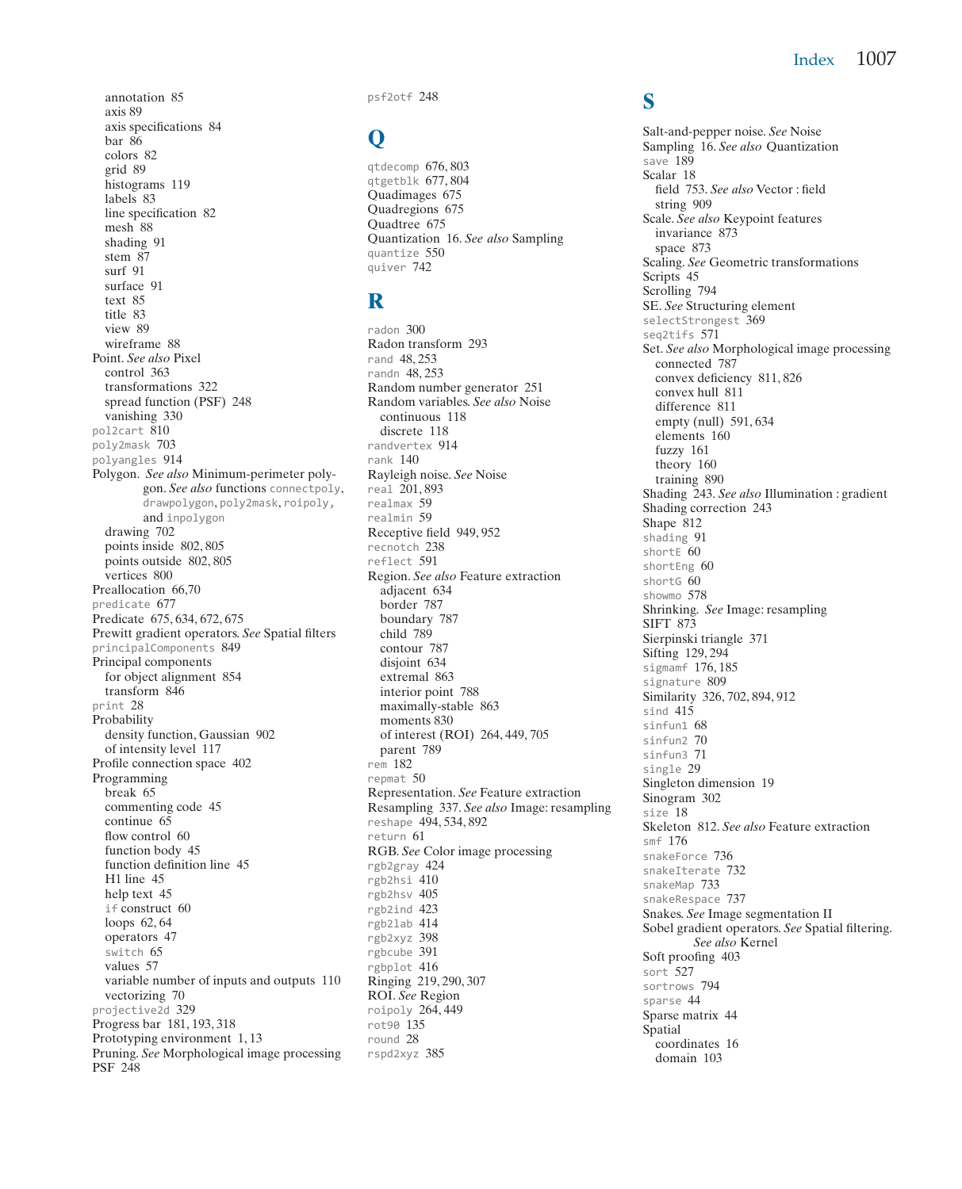annotation 85
axis 89
axis specifications 84
bar 86
colors 82
grid 89
histograms 119
labels 83
line specification 82
mesh 88
shading 91
stem 87
surf 91
surface 91
text 85
title 83
view 89
wireframe 88

Point. *See also* Pixel
control 363
transformations 322
spread function (PSF) 248
vanishing 330

pol2cart 810
poly2mask 703
polyangles 914

Polygon. *See also* Minimum-perimeter polygon. *See also* functions connectpoly, drawpolygon, poly2mask, roipoly, and inpolygon
drawing 702
points inside 802, 805
points outside 802, 805
vertices 800

Preallocation 66,70
predicate 677
Predicate 675, 634, 672, 675
Prewitt gradient operators. *See* Spatial filters
principalComponents 849
Principal components
for object alignment 854
transform 846

print 28
Probability
density function, Gaussian 902
of intensity level 117

Profile connection space 402
Programming
break 65
commenting code 45
continue 65
flow control 60
function body 45
function definition line 45
H1 line 45
help text 45
if construct 60
loops 62, 64
operators 47
switch 65
values 57
variable number of inputs and outputs 110
vectorizing 70

projective2d 329
Progress bar 181, 193, 318
Prototyping environment 1, 13
Pruning. *See* Morphological image processing
PSF 248

psf2otf 248

## Q

qtdecomp 676, 803
qtgetblk 677, 804
Quadimages 675
Quadregions 675
Quadtree 675
Quantization 16. *See also* Sampling
quantize 550
quiver 742

## R

radon 300
Radon transform 293
rand 48, 253
randn 48, 253
Random number generator 251
Random variables. *See also* Noise
continuous 118
discrete 118

randvertex 914
rank 140
Rayleigh noise. *See* Noise
real 201, 893
realmax 59
realmin 59
Receptive field 949, 952
recnotch 238
reflect 591
Region. *See also* Feature extraction
adjacent 634
border 787
boundary 787
child 789
contour 787
disjoint 634
extremal 863
interior point 788
maximally-stable 863
moments 830
of interest (ROI) 264, 449, 705
parent 789

rem 182
repmat 50
Representation. *See* Feature extraction
Resampling 337. *See also* Image: resampling
reshape 494, 534, 892
return 61
RGB. *See* Color image processing
rgb2gray 424
rgb2hsi 410
rgb2hsv 405
rgb2ind 423
rgb2lab 414
rgb2xyz 398
rgbcube 391
rgbplot 416
Ringing 219, 290, 307
ROI. *See* Region
roipoly 264, 449
rot90 135
round 28
rspd2xyz 385

## S

Salt-and-pepper noise. *See* Noise
Sampling 16. *See also* Quantization
save 189
Scalar 18
field 753. *See also* Vector : field
string 909

Scale. *See also* Keypoint features
invariance 873
space 873

Scaling. *See* Geometric transformations
Scripts 45
Scrolling 794
SE. *See* Structuring element
selectStrongest 369
seq2tifs 571
Set. *See also* Morphological image processing
connected 787
convex deficiency 811, 826
convex hull 811
difference 811
empty (null) 591, 634
elements 160
fuzzy 161
theory 160
training 890

Shading 243. *See also* Illumination : gradient
Shading correction 243
Shape 812
shading 91
shortE 60
shortEng 60
shortG 60
showmo 578
Shrinking. *See* Image: resampling
SIFT 873
Sierpinski triangle 371
Sifting 129, 294
sigmamf 176, 185
signature 809
Similarity 326, 702, 894, 912
sind 415
sinfun1 68
sinfun2 70
sinfun3 71
single 29
Singleton dimension 19
Sinogram 302
size 18
Skeleton 812. *See also* Feature extraction
smf 176
snakeForce 736
snakeIterate 732
snakeMap 733
snakeRespace 737
Snakes. *See* Image segmentation II
Sobel gradient operators. *See* Spatial filtering. *See also* Kernel
Soft proofing 403
sort 527
sortrows 794
sparse 44
Sparse matrix 44
Spatial
coordinates 16
domain 103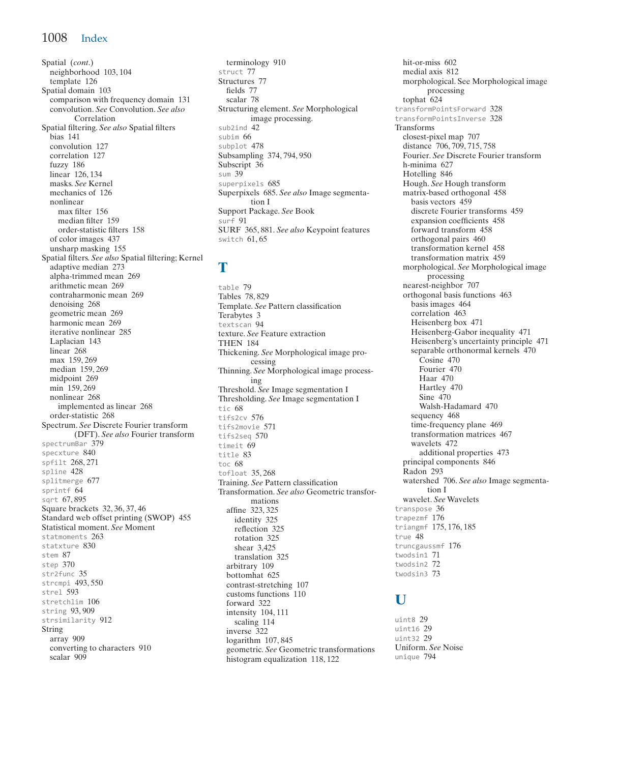Spatial (*cont.*)
- neighborhood 103, 104
- template 126

Spatial domain 103
- comparison with frequency domain 131
- convolution. *See* Convolution. *See also* Correlation

Spatial filtering. *See also* Spatial filters
- bias 141
- convolution 127
- correlation 127
- fuzzy 186
- linear 126, 134
- masks. *See* Kernel
- mechanics of 126
- nonlinear
  - max filter 156
  - median filter 159
  - order-statistic filters 158
- of color images 437
- unsharp masking 155

Spatial filters. *See also* Spatial filtering; Kernel
- adaptive median 273
- alpha-trimmed mean 269
- arithmetic mean 269
- contraharmonic mean 269
- denoising 268
- geometric mean 269
- harmonic mean 269
- iterative nonlinear 285
- Laplacian 143
- linear 268
- max 159, 269
- median 159, 269
- midpoint 269
- min 159, 269
- nonlinear 268
  - implemented as linear 268
- order-statistic 268

Spectrum. *See* Discrete Fourier transform (DFT). *See also* Fourier transform

`spectrumBar` 379
`specxture` 840
`spfilt` 268, 271
`spline` 428
`splitmerge` 677
`sprintf` 64
`sqrt` 67, 895
Square brackets 32, 36, 37, 46
Standard web offset printing (SWOP) 455
Statistical moment. *See* Moment
`statmoments` 263
`statxture` 830
`stem` 87
`step` 370
`str2func` 35
`strcmpi` 493, 550
`strel` 593
`stretchlim` 106
`string` 93, 909
`strsimilarity` 912

String
- array 909
- converting to characters 910
- scalar 909
- terminology 910

`struct` 77

Structures 77
- fields 77
- scalar 78

Structuring element. *See* Morphological image processing.
`sub2ind` 42
`subim` 66
`subplot` 478
Subsampling 374, 794, 950
Subscript 36
`sum` 39
`superpixels` 685
Superpixels 685. *See also* Image segmentation I
Support Package. *See* Book
`surf` 91
SURF 365, 881. *See also* Keypoint features
`switch` 61, 65

## T

`table` 79
Tables 78, 829
Template. *See* Pattern classification
Terabytes 3
`textscan` 94
texture. *See* Feature extraction
THEN 184
Thickening. *See* Morphological image processing
Thinning. *See* Morphological image processing
Threshold. *See* Image segmentation I
Thresholding. *See* Image segmentation I
`tic` 68
`tifs2cv` 576
`tifs2movie` 571
`tifs2seq` 570
`timeit` 69
`title` 83
`toc` 68
`tofloat` 35, 268
Training. *See* Pattern classification

Transformation. *See also* Geometric transformations
- affine 323, 325
  - identity 325
  - reflection 325
  - rotation 325
  - shear 3,425
  - translation 325
- arbitrary 109
- bottomhat 625
- contrast-stretching 107
- customs functions 110
- forward 322
- intensity 104, 111
  - scaling 114
- inverse 322
- logarithm 107, 845
- geometric. *See* Geometric transformations
- histogram equalization 118, 122
- hit-or-miss 602
- medial axis 812
- morphological. See Morphological image processing
- tophat 624

`transformPointsForward` 328
`transformPointsInverse` 328

Transforms
- closest-pixel map 707
- distance 706, 709, 715, 758
- Fourier. *See* Discrete Fourier transform
- h-minima 627
- Hotelling 846
- Hough. *See* Hough transform
- matrix-based orthogonal 458
  - basis vectors 459
  - discrete Fourier transforms 459
  - expansion coefficients 458
  - forward transform 458
  - orthogonal pairs 460
  - transformation kernel 458
  - transformation matrix 459
- morphological. *See* Morphological image processing
- nearest-neighbor 707
- orthogonal basis functions 463
  - basis images 464
  - correlation 463
  - Heisenberg box 471
  - Heisenberg-Gabor inequality 471
  - Heisenberg's uncertainty principle 471
  - separable orthonormal kernels 470
    - Cosine 470
    - Fourier 470
    - Haar 470
    - Hartley 470
    - Sine 470
    - Walsh-Hadamard 470
  - sequency 468
  - time-frequency plane 469
  - transformation matrices 467
  - wavelets 472
    - additional properties 473
- principal components 846
- Radon 293
- watershed 706. *See also* Image segmentation I
- wavelet. *See* Wavelets

`transpose` 36
`trapezmf` 176
`triangmf` 175, 176, 185
`true` 48
`truncgaussmf` 176
`twodsin1` 71
`twodsin2` 72
`twodsin3` 73

## U

`uint8` 29
`uint16` 29
`uint32` 29
Uniform. *See* Noise
`unique` 794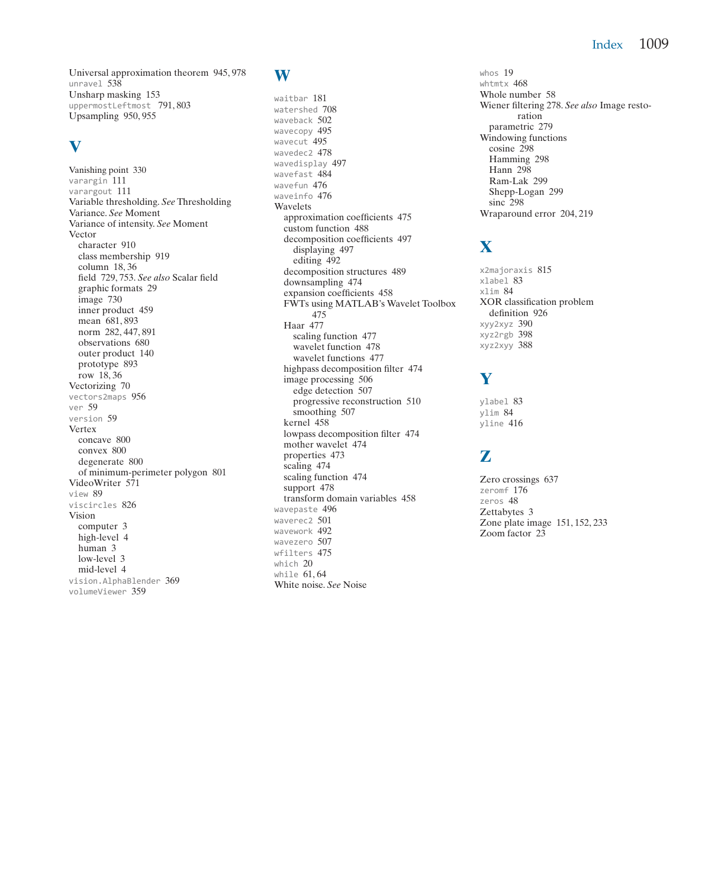Universal approximation theorem 945, 978
unravel 538
Unsharp masking 153
uppermostLeftmost 791, 803
Upsampling 950, 955

## V

Vanishing point 330
varargin 111
varargout 111
Variable thresholding. *See* Thresholding
Variance. *See* Moment
Variance of intensity. *See* Moment
Vector
  character 910
  class membership 919
  column 18, 36
  field 729, 753. *See also* Scalar field
  graphic formats 29
  image 730
  inner product 459
  mean 681, 893
  norm 282, 447, 891
  observations 680
  outer product 140
  prototype 893
  row 18, 36
Vectorizing 70
vectors2maps 956
ver 59
version 59
Vertex
  concave 800
  convex 800
  degenerate 800
  of minimum-perimeter polygon 801
VideoWriter 571
view 89
viscircles 826
Vision
  computer 3
  high-level 4
  human 3
  low-level 3
  mid-level 4
vision.AlphaBlender 369
volumeViewer 359

## W

waitbar 181
watershed 708
waveback 502
wavecopy 495
wavecut 495
wavedec2 478
wavedisplay 497
wavefast 484
wavefun 476
waveinfo 476
Wavelets
  approximation coefficients 475
  custom function 488
  decomposition coefficients 497
    displaying 497
    editing 492
  decomposition structures 489
  downsampling 474
  expansion coefficients 458
  FWTs using MATLAB's Wavelet Toolbox 475
  Haar 477
    scaling function 477
    wavelet function 478
    wavelet functions 477
  highpass decomposition filter 474
  image processing 506
    edge detection 507
    progressive reconstruction 510
    smoothing 507
  kernel 458
  lowpass decomposition filter 474
  mother wavelet 474
  properties 473
  scaling 474
  scaling function 474
  support 478
  transform domain variables 458
wavepaste 496
waverec2 501
wavework 492
wavezero 507
wfilters 475
which 20
while 61, 64
White noise. *See* Noise
whos 19
whtmtx 468
Whole number 58
Wiener filtering 278. *See also* Image restoration
  parametric 279
Windowing functions
  cosine 298
  Hamming 298
  Hann 298
  Ram-Lak 299
  Shepp-Logan 299
  sinc 298
Wraparound error 204, 219

## X

x2majoraxis 815
xlabel 83
xlim 84
XOR classification problem
  definition 926
xyy2xyz 390
xyz2rgb 398
xyz2xyy 388

## Y

ylabel 83
ylim 84
yline 416

## Z

Zero crossings 637
zeromf 176
zeros 48
Zettabytes 3
Zone plate image 151, 152, 233
Zoom factor 23